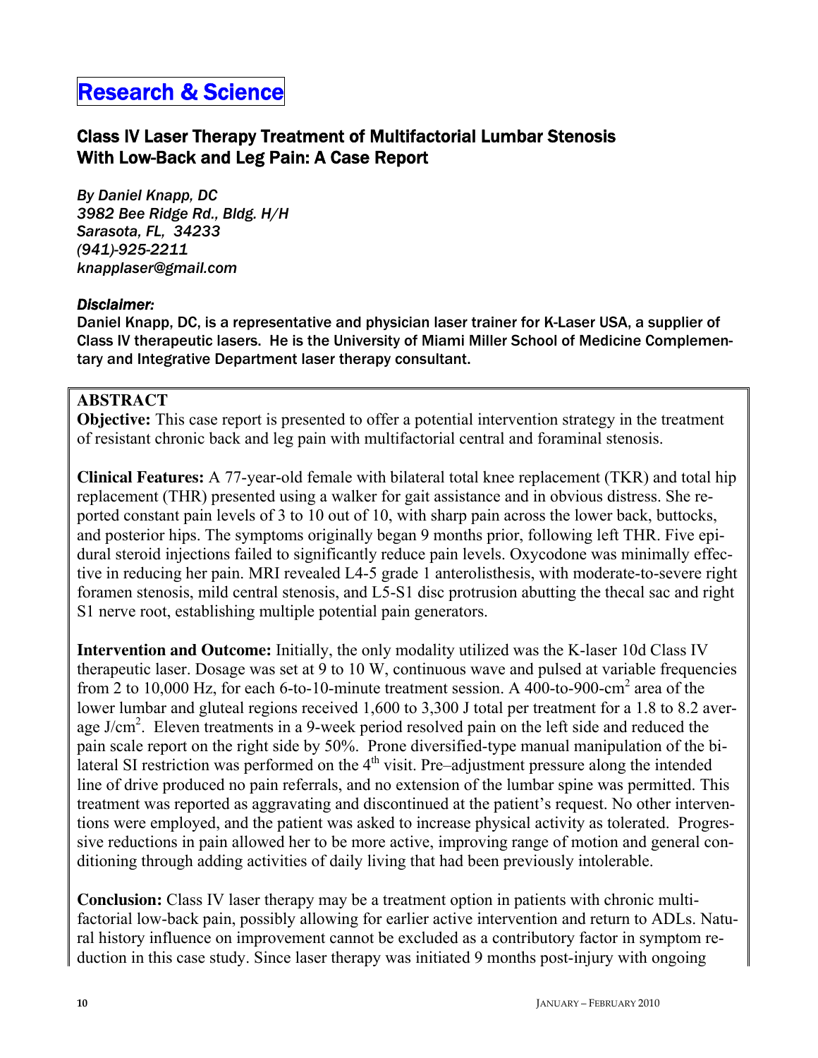# Research & Science

## Class IV Laser Therapy Treatment of Multifactorial Lumbar Stenosis With Low-Back and Leg Pain: A Case Report

*By Daniel Knapp, DC*
*3982 Bee Ridge Rd., Bldg. H/H*
*Sarasota, FL, 34233*
*(941)-925-2211*
*knapplaser@gmail.com*

***Disclaimer:***

Daniel Knapp, DC, is a representative and physician laser trainer for K-Laser USA, a supplier of Class IV therapeutic lasers. He is the University of Miami Miller School of Medicine Complementary and Integrative Department laser therapy consultant.

**ABSTRACT**

**Objective:** This case report is presented to offer a potential intervention strategy in the treatment of resistant chronic back and leg pain with multifactorial central and foraminal stenosis.

**Clinical Features:** A 77-year-old female with bilateral total knee replacement (TKR) and total hip replacement (THR) presented using a walker for gait assistance and in obvious distress. She reported constant pain levels of 3 to 10 out of 10, with sharp pain across the lower back, buttocks, and posterior hips. The symptoms originally began 9 months prior, following left THR. Five epidural steroid injections failed to significantly reduce pain levels. Oxycodone was minimally effective in reducing her pain. MRI revealed L4-5 grade 1 anterolisthesis, with moderate-to-severe right foramen stenosis, mild central stenosis, and L5-S1 disc protrusion abutting the thecal sac and right S1 nerve root, establishing multiple potential pain generators.

**Intervention and Outcome:** Initially, the only modality utilized was the K-laser 10d Class IV therapeutic laser. Dosage was set at 9 to 10 W, continuous wave and pulsed at variable frequencies from 2 to 10,000 Hz, for each 6-to-10-minute treatment session. A 400-to-900-$cm^2$ area of the lower lumbar and gluteal regions received 1,600 to 3,300 J total per treatment for a 1.8 to 8.2 average $J/cm^2$. Eleven treatments in a 9-week period resolved pain on the left side and reduced the pain scale report on the right side by 50%. Prone diversified-type manual manipulation of the bilateral SI restriction was performed on the 4th visit. Pre–adjustment pressure along the intended line of drive produced no pain referrals, and no extension of the lumbar spine was permitted. This treatment was reported as aggravating and discontinued at the patient's request. No other interventions were employed, and the patient was asked to increase physical activity as tolerated. Progressive reductions in pain allowed her to be more active, improving range of motion and general conditioning through adding activities of daily living that had been previously intolerable.

**Conclusion:** Class IV laser therapy may be a treatment option in patients with chronic multifactorial low-back pain, possibly allowing for earlier active intervention and return to ADLs. Natural history influence on improvement cannot be excluded as a contributory factor in symptom reduction in this case study. Since laser therapy was initiated 9 months post-injury with ongoing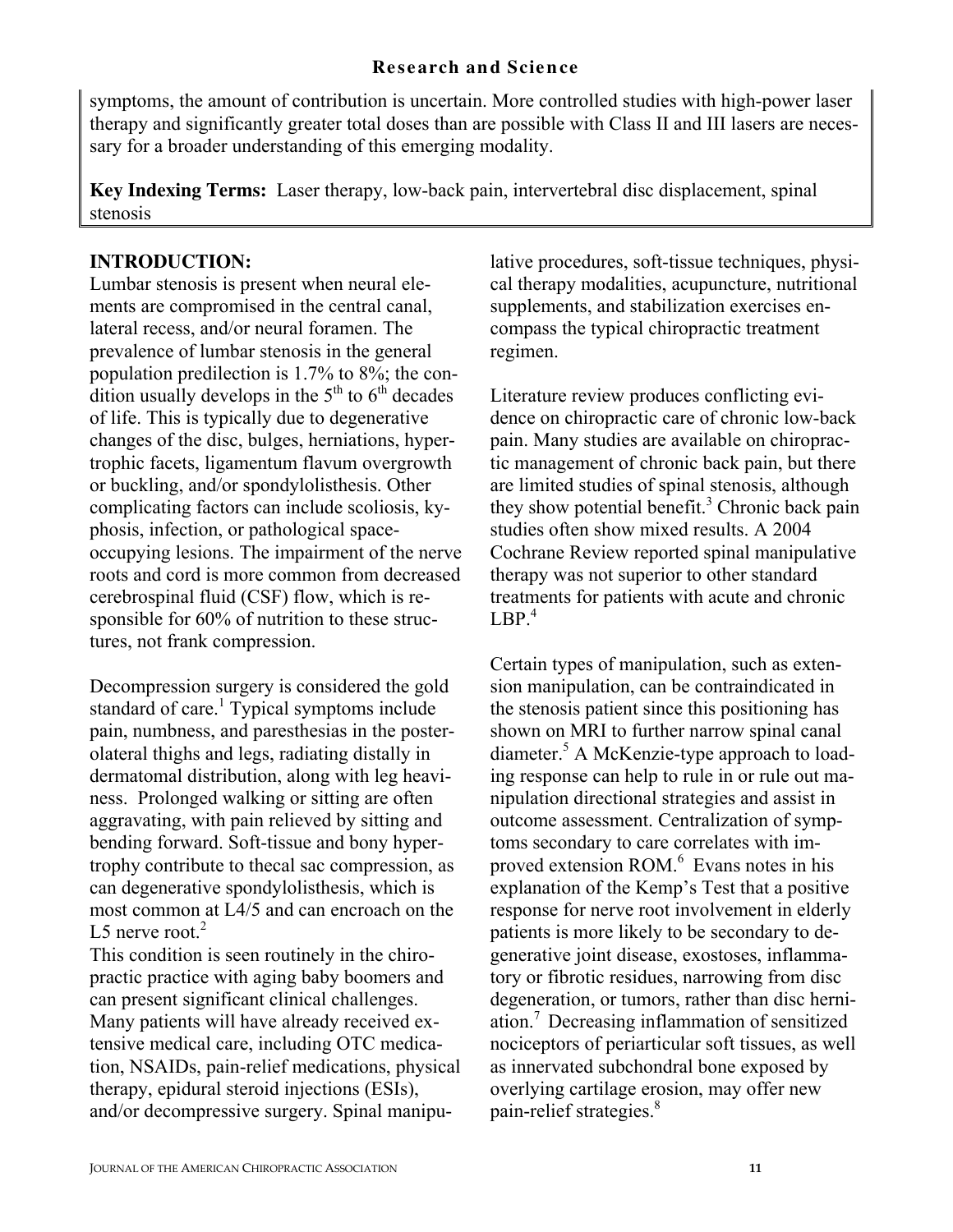symptoms, the amount of contribution is uncertain. More controlled studies with high-power laser therapy and significantly greater total doses than are possible with Class II and III lasers are necessary for a broader understanding of this emerging modality.

**Key Indexing Terms:** Laser therapy, low-back pain, intervertebral disc displacement, spinal stenosis

## INTRODUCTION:

Lumbar stenosis is present when neural elements are compromised in the central canal, lateral recess, and/or neural foramen. The prevalence of lumbar stenosis in the general population predilection is 1.7% to 8%; the condition usually develops in the 5th to 6th decades of life. This is typically due to degenerative changes of the disc, bulges, herniations, hypertrophic facets, ligamentum flavum overgrowth or buckling, and/or spondylolisthesis. Other complicating factors can include scoliosis, kyphosis, infection, or pathological space-occupying lesions. The impairment of the nerve roots and cord is more common from decreased cerebrospinal fluid (CSF) flow, which is responsible for 60% of nutrition to these structures, not frank compression.

Decompression surgery is considered the gold standard of care.[1] Typical symptoms include pain, numbness, and paresthesias in the posterolateral thighs and legs, radiating distally in dermatomal distribution, along with leg heaviness. Prolonged walking or sitting are often aggravating, with pain relieved by sitting and bending forward. Soft-tissue and bony hypertrophy contribute to thecal sac compression, as can degenerative spondylolisthesis, which is most common at L4/5 and can encroach on the L5 nerve root.[2]

This condition is seen routinely in the chiropractic practice with aging baby boomers and can present significant clinical challenges. Many patients will have already received extensive medical care, including OTC medication, NSAIDs, pain-relief medications, physical therapy, epidural steroid injections (ESIs), and/or decompressive surgery. Spinal manipulative procedures, soft-tissue techniques, physical therapy modalities, acupuncture, nutritional supplements, and stabilization exercises encompass the typical chiropractic treatment regimen.

Literature review produces conflicting evidence on chiropractic care of chronic low-back pain. Many studies are available on chiropractic management of chronic back pain, but there are limited studies of spinal stenosis, although they show potential benefit.[3] Chronic back pain studies often show mixed results. A 2004 Cochrane Review reported spinal manipulative therapy was not superior to other standard treatments for patients with acute and chronic LBP.[4]

Certain types of manipulation, such as extension manipulation, can be contraindicated in the stenosis patient since this positioning has shown on MRI to further narrow spinal canal diameter.[5] A McKenzie-type approach to loading response can help to rule in or rule out manipulation directional strategies and assist in outcome assessment. Centralization of symptoms secondary to care correlates with improved extension ROM.[6] Evans notes in his explanation of the Kemp's Test that a positive response for nerve root involvement in elderly patients is more likely to be secondary to degenerative joint disease, exostoses, inflammatory or fibrotic residues, narrowing from disc degeneration, or tumors, rather than disc herniation.[7] Decreasing inflammation of sensitized nociceptors of periarticular soft tissues, as well as innervated subchondral bone exposed by overlying cartilage erosion, may offer new pain-relief strategies.[8]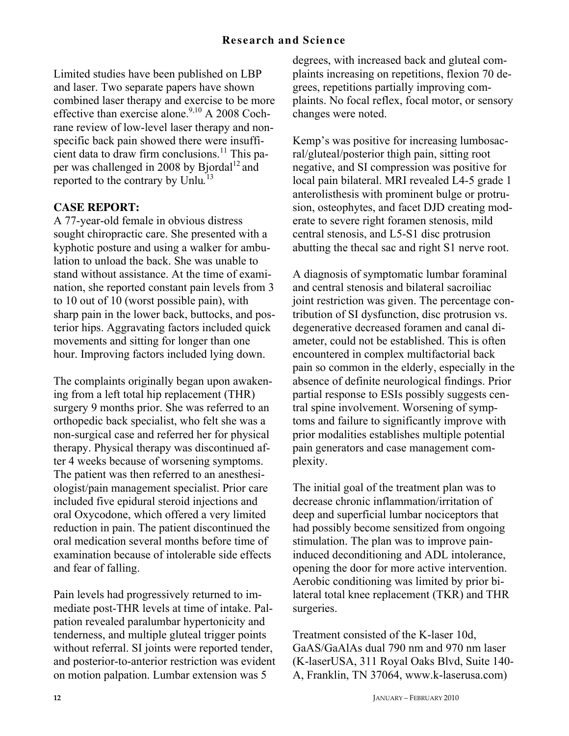Limited studies have been published on LBP and laser. Two separate papers have shown combined laser therapy and exercise to be more effective than exercise alone.[9,10] A 2008 Cochrane review of low-level laser therapy and non-specific back pain showed there were insufficient data to draw firm conclusions.[11] This paper was challenged in 2008 by Bjordal[12] and reported to the contrary by Unlu.[13]

## CASE REPORT:

A 77-year-old female in obvious distress sought chiropractic care. She presented with a kyphotic posture and using a walker for ambulation to unload the back. She was unable to stand without assistance. At the time of examination, she reported constant pain levels from 3 to 10 out of 10 (worst possible pain), with sharp pain in the lower back, buttocks, and posterior hips. Aggravating factors included quick movements and sitting for longer than one hour. Improving factors included lying down.

The complaints originally began upon awakening from a left total hip replacement (THR) surgery 9 months prior. She was referred to an orthopedic back specialist, who felt she was a non-surgical case and referred her for physical therapy. Physical therapy was discontinued after 4 weeks because of worsening symptoms. The patient was then referred to an anesthesiologist/pain management specialist. Prior care included five epidural steroid injections and oral Oxycodone, which offered a very limited reduction in pain. The patient discontinued the oral medication several months before time of examination because of intolerable side effects and fear of falling.

Pain levels had progressively returned to immediate post-THR levels at time of intake. Palpation revealed paralumbar hypertonicity and tenderness, and multiple gluteal trigger points without referral. SI joints were reported tender, and posterior-to-anterior restriction was evident on motion palpation. Lumbar extension was 5 degrees, with increased back and gluteal complaints increasing on repetitions, flexion 70 degrees, repetitions partially improving complaints. No focal reflex, focal motor, or sensory changes were noted.

Kemp's was positive for increasing lumbosacral/gluteal/posterior thigh pain, sitting root negative, and SI compression was positive for local pain bilateral. MRI revealed L4-5 grade 1 anterolisthesis with prominent bulge or protrusion, osteophytes, and facet DJD creating moderate to severe right foramen stenosis, mild central stenosis, and L5-S1 disc protrusion abutting the thecal sac and right S1 nerve root.

A diagnosis of symptomatic lumbar foraminal and central stenosis and bilateral sacroiliac joint restriction was given. The percentage contribution of SI dysfunction, disc protrusion vs. degenerative decreased foramen and canal diameter, could not be established. This is often encountered in complex multifactorial back pain so common in the elderly, especially in the absence of definite neurological findings. Prior partial response to ESIs possibly suggests central spine involvement. Worsening of symptoms and failure to significantly improve with prior modalities establishes multiple potential pain generators and case management complexity.

The initial goal of the treatment plan was to decrease chronic inflammation/irritation of deep and superficial lumbar nociceptors that had possibly become sensitized from ongoing stimulation. The plan was to improve pain-induced deconditioning and ADL intolerance, opening the door for more active intervention. Aerobic conditioning was limited by prior bilateral total knee replacement (TKR) and THR surgeries.

Treatment consisted of the K-laser 10d, GaAS/GaAlAs dual 790 nm and 970 nm laser (K-laserUSA, 311 Royal Oaks Blvd, Suite 140-A, Franklin, TN 37064, www.k-laserusa.com)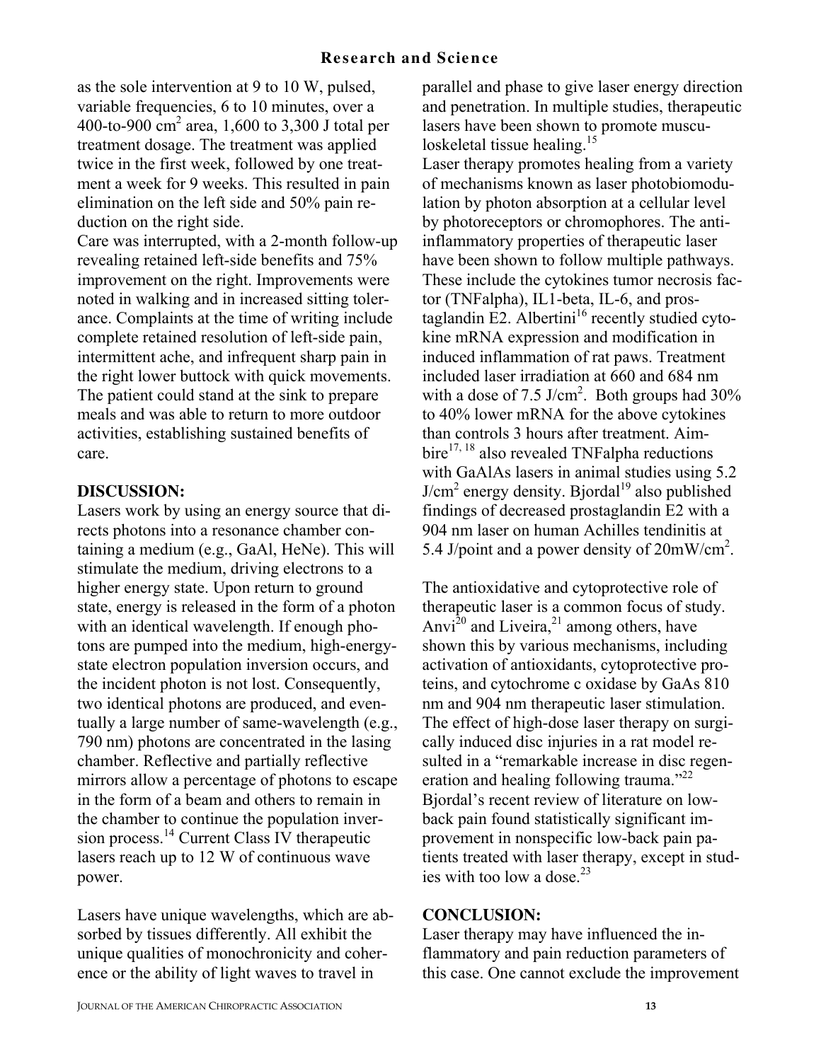as the sole intervention at 9 to 10 W, pulsed, variable frequencies, 6 to 10 minutes, over a 400-to-900 $cm^2$ area, 1,600 to 3,300 J total per treatment dosage. The treatment was applied twice in the first week, followed by one treatment a week for 9 weeks. This resulted in pain elimination on the left side and 50% pain reduction on the right side.

Care was interrupted, with a 2-month follow-up revealing retained left-side benefits and 75% improvement on the right. Improvements were noted in walking and in increased sitting tolerance. Complaints at the time of writing include complete retained resolution of left-side pain, intermittent ache, and infrequent sharp pain in the right lower buttock with quick movements. The patient could stand at the sink to prepare meals and was able to return to more outdoor activities, establishing sustained benefits of care.

## DISCUSSION:

Lasers work by using an energy source that directs photons into a resonance chamber containing a medium (e.g., GaAl, HeNe). This will stimulate the medium, driving electrons to a higher energy state. Upon return to ground state, energy is released in the form of a photon with an identical wavelength. If enough photons are pumped into the medium, high-energy-state electron population inversion occurs, and the incident photon is not lost. Consequently, two identical photons are produced, and eventually a large number of same-wavelength (e.g., 790 nm) photons are concentrated in the lasing chamber. Reflective and partially reflective mirrors allow a percentage of photons to escape in the form of a beam and others to remain in the chamber to continue the population inversion process.[14] Current Class IV therapeutic lasers reach up to 12 W of continuous wave power.

Lasers have unique wavelengths, which are absorbed by tissues differently. All exhibit the unique qualities of monochronicity and coherence or the ability of light waves to travel in parallel and phase to give laser energy direction and penetration. In multiple studies, therapeutic lasers have been shown to promote musculoskeletal tissue healing.[15]

Laser therapy promotes healing from a variety of mechanisms known as laser photobiomodulation by photon absorption at a cellular level by photoreceptors or chromophores. The anti-inflammatory properties of therapeutic laser have been shown to follow multiple pathways. These include the cytokines tumor necrosis factor (TNFalpha), IL1-beta, IL-6, and prostaglandin E2. Albertini[16] recently studied cytokine mRNA expression and modification in induced inflammation of rat paws. Treatment included laser irradiation at 660 and 684 nm with a dose of 7.5 J/$cm^2$. Both groups had 30% to 40% lower mRNA for the above cytokines than controls 3 hours after treatment. Aimbire[17, 18] also revealed TNFalpha reductions with GaAlAs lasers in animal studies using 5.2 J/$cm^2$ energy density. Bjordal[19] also published findings of decreased prostaglandin E2 with a 904 nm laser on human Achilles tendinitis at 5.4 J/point and a power density of 20mW/$cm^2$.

The antioxidative and cytoprotective role of therapeutic laser is a common focus of study. Anvi[20] and Liveira,[21] among others, have shown this by various mechanisms, including activation of antioxidants, cytoprotective proteins, and cytochrome c oxidase by GaAs 810 nm and 904 nm therapeutic laser stimulation. The effect of high-dose laser therapy on surgically induced disc injuries in a rat model resulted in a "remarkable increase in disc regeneration and healing following trauma."[22] Bjordal's recent review of literature on low-back pain found statistically significant improvement in nonspecific low-back pain patients treated with laser therapy, except in studies with too low a dose.[23]

## CONCLUSION:

Laser therapy may have influenced the inflammatory and pain reduction parameters of this case. One cannot exclude the improvement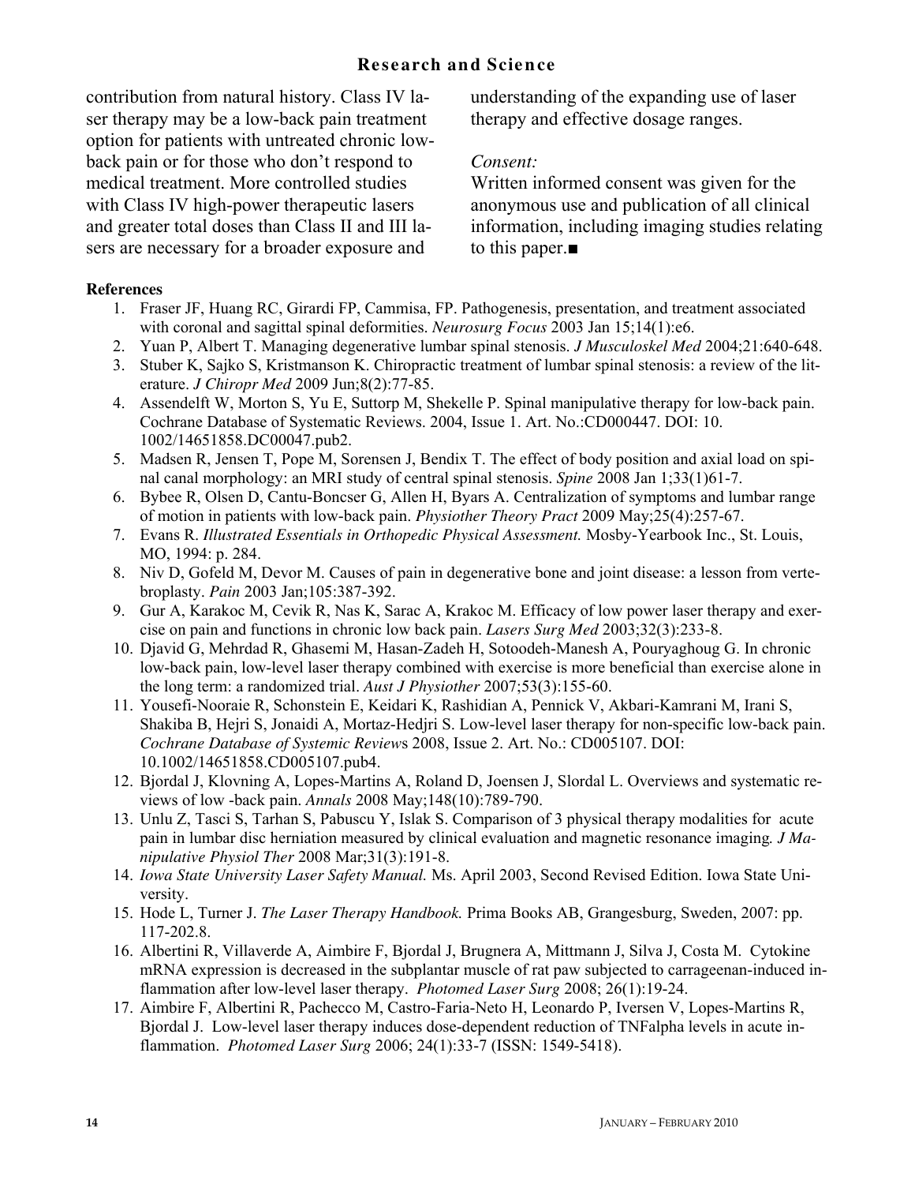contribution from natural history. Class IV laser therapy may be a low-back pain treatment option for patients with untreated chronic low-back pain or for those who don't respond to medical treatment. More controlled studies with Class IV high-power therapeutic lasers and greater total doses than Class II and III lasers are necessary for a broader exposure and understanding of the expanding use of laser therapy and effective dosage ranges.

*Consent:*

Written informed consent was given for the anonymous use and publication of all clinical information, including imaging studies relating to this paper.■

**References**

1. Fraser JF, Huang RC, Girardi FP, Cammisa, FP. Pathogenesis, presentation, and treatment associated with coronal and sagittal spinal deformities. *Neurosurg Focus* 2003 Jan 15;14(1):e6.
2. Yuan P, Albert T. Managing degenerative lumbar spinal stenosis. *J Musculoskel Med* 2004;21:640-648.
3. Stuber K, Sajko S, Kristmanson K. Chiropractic treatment of lumbar spinal stenosis: a review of the literature. *J Chiropr Med* 2009 Jun;8(2):77-85.
4. Assendelft W, Morton S, Yu E, Suttorp M, Shekelle P. Spinal manipulative therapy for low-back pain. Cochrane Database of Systematic Reviews. 2004, Issue 1. Art. No.:CD000447. DOI: 10. 1002/14651858.DC00047.pub2.
5. Madsen R, Jensen T, Pope M, Sorensen J, Bendix T. The effect of body position and axial load on spinal canal morphology: an MRI study of central spinal stenosis. *Spine* 2008 Jan 1;33(1)61-7.
6. Bybee R, Olsen D, Cantu-Boncser G, Allen H, Byars A. Centralization of symptoms and lumbar range of motion in patients with low-back pain. *Physiother Theory Pract* 2009 May;25(4):257-67.
7. Evans R. *Illustrated Essentials in Orthopedic Physical Assessment.* Mosby-Yearbook Inc., St. Louis, MO, 1994: p. 284.
8. Niv D, Gofeld M, Devor M. Causes of pain in degenerative bone and joint disease: a lesson from vertebroplasty. *Pain* 2003 Jan;105:387-392.
9. Gur A, Karakoc M, Cevik R, Nas K, Sarac A, Krakoc M. Efficacy of low power laser therapy and exercise on pain and functions in chronic low back pain. *Lasers Surg Med* 2003;32(3):233-8.
10. Djavid G, Mehrdad R, Ghasemi M, Hasan-Zadeh H, Sotoodeh-Manesh A, Pouryaghoug G. In chronic low-back pain, low-level laser therapy combined with exercise is more beneficial than exercise alone in the long term: a randomized trial. *Aust J Physiother* 2007;53(3):155-60.
11. Yousefi-Nooraie R, Schonstein E, Keidari K, Rashidian A, Pennick V, Akbari-Kamrani M, Irani S, Shakiba B, Hejri S, Jonaidi A, Mortaz-Hedjri S. Low-level laser therapy for non-specific low-back pain. *Cochrane Database of Systemic Review*s 2008, Issue 2. Art. No.: CD005107. DOI: 10.1002/14651858.CD005107.pub4.
12. Bjordal J, Klovning A, Lopes-Martins A, Roland D, Joensen J, Slordal L. Overviews and systematic reviews of low -back pain. *Annals* 2008 May;148(10):789-790.
13. Unlu Z, Tasci S, Tarhan S, Pabuscu Y, Islak S. Comparison of 3 physical therapy modalities for acute pain in lumbar disc herniation measured by clinical evaluation and magnetic resonance imaging*. J Manipulative Physiol Ther* 2008 Mar;31(3):191-8.
14. *Iowa State University Laser Safety Manual.* Ms. April 2003, Second Revised Edition. Iowa State University.
15. Hode L, Turner J. *The Laser Therapy Handbook.* Prima Books AB, Grangesburg, Sweden, 2007: pp. 117-202.8.
16. Albertini R, Villaverde A, Aimbire F, Bjordal J, Brugnera A, Mittmann J, Silva J, Costa M. Cytokine mRNA expression is decreased in the subplantar muscle of rat paw subjected to carrageenan-induced inflammation after low-level laser therapy. *Photomed Laser Surg* 2008; 26(1):19-24.
17. Aimbire F, Albertini R, Pachecco M, Castro-Faria-Neto H, Leonardo P, Iversen V, Lopes-Martins R, Bjordal J. Low-level laser therapy induces dose-dependent reduction of TNFalpha levels in acute inflammation. *Photomed Laser Surg* 2006; 24(1):33-7 (ISSN: 1549-5418).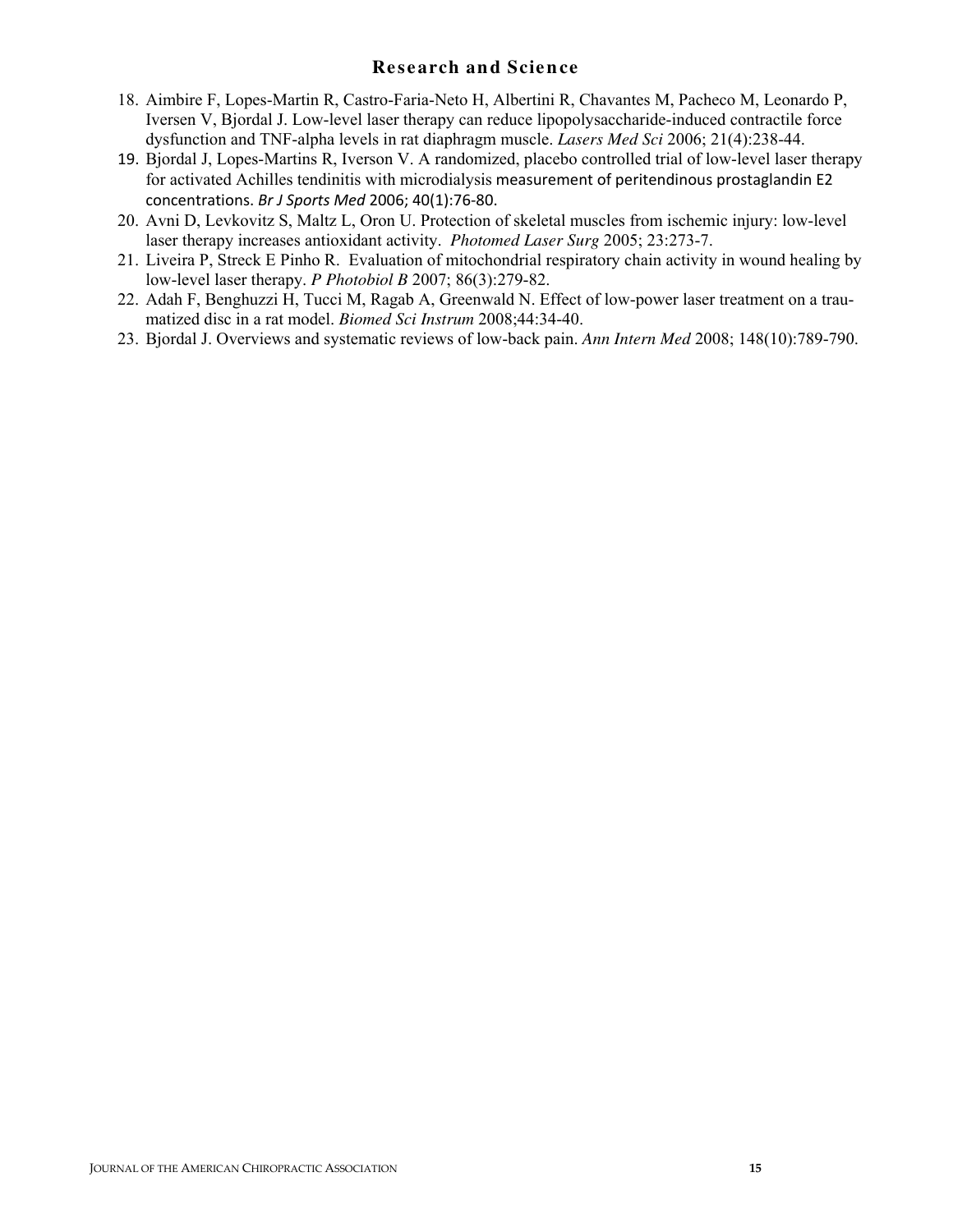18. Aimbire F, Lopes-Martin R, Castro-Faria-Neto H, Albertini R, Chavantes M, Pacheco M, Leonardo P, Iversen V, Bjordal J. Low-level laser therapy can reduce lipopolysaccharide-induced contractile force dysfunction and TNF-alpha levels in rat diaphragm muscle. *Lasers Med Sci* 2006; 21(4):238-44.
19. Bjordal J, Lopes-Martins R, Iverson V. A randomized, placebo controlled trial of low-level laser therapy for activated Achilles tendinitis with microdialysis measurement of peritendinous prostaglandin E2 concentrations. *Br J Sports Med* 2006; 40(1):76-80.
20. Avni D, Levkovitz S, Maltz L, Oron U. Protection of skeletal muscles from ischemic injury: low-level laser therapy increases antioxidant activity. *Photomed Laser Surg* 2005; 23:273-7.
21. Liveira P, Streck E Pinho R. Evaluation of mitochondrial respiratory chain activity in wound healing by low-level laser therapy. *P Photobiol B* 2007; 86(3):279-82.
22. Adah F, Benghuzzi H, Tucci M, Ragab A, Greenwald N. Effect of low-power laser treatment on a traumatized disc in a rat model. *Biomed Sci Instrum* 2008;44:34-40.
23. Bjordal J. Overviews and systematic reviews of low-back pain. *Ann Intern Med* 2008; 148(10):789-790.